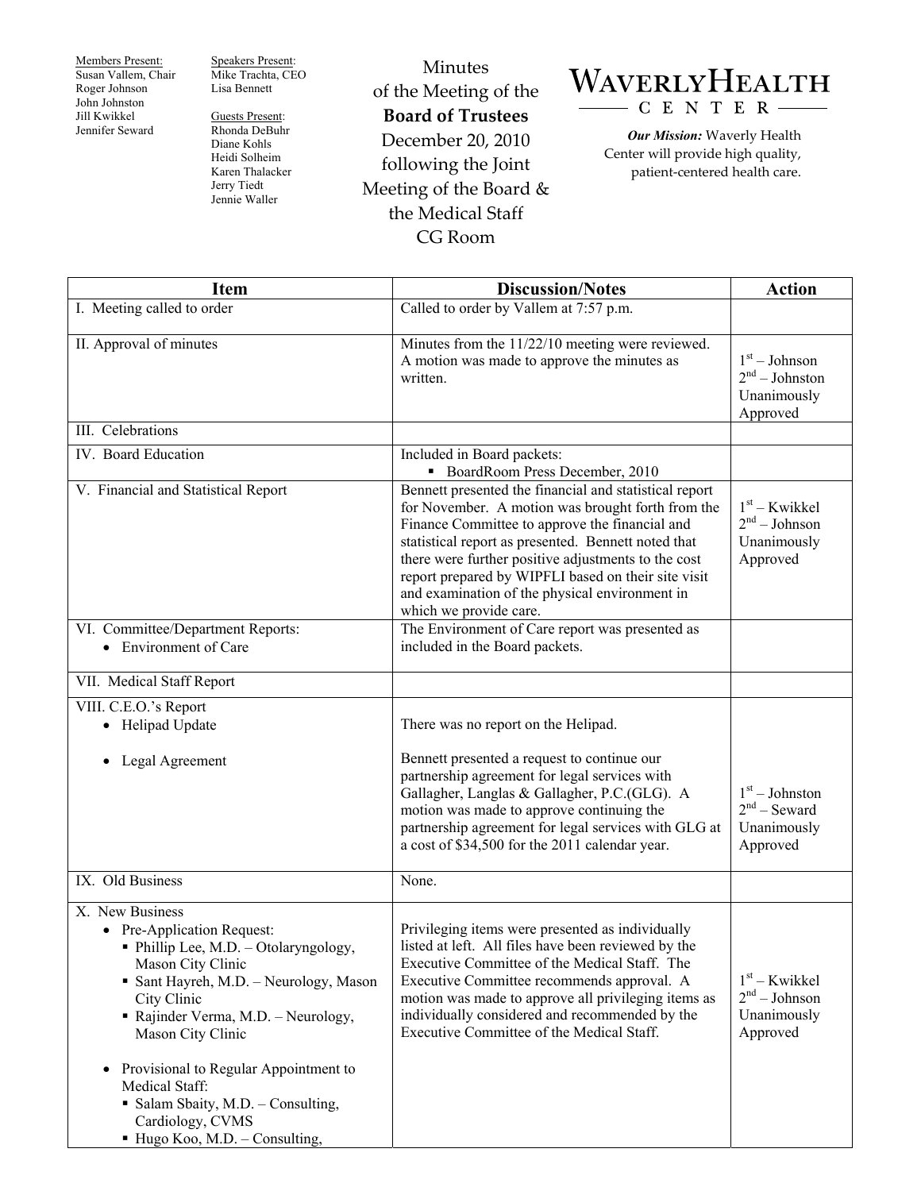Members Present:
Susan Vallem, Chair
Roger Johnson
John Johnston
Jill Kwikkel
Jennifer Seward

Speakers Present:
Mike Trachta, CEO
Lisa Bennett

Guests Present:
Rhonda DeBuhr
Diane Kohls
Heidi Solheim
Karen Thalacker
Jerry Tiedt
Jennie Waller

# Minutes of the Meeting of the **Board of Trustees** December 20, 2010 following the Joint Meeting of the Board & the Medical Staff CG Room

**WAVERLY HEALTH CENTER**

***Our Mission:*** Waverly Health Center will provide high quality, patient-centered health care.

| Item | Discussion/Notes | Action |
|---|---|---|
| I. Meeting called to order | Called to order by Vallem at 7:57 p.m. | |
| II. Approval of minutes | Minutes from the 11/22/10 meeting were reviewed. A motion was made to approve the minutes as written. | 1st – Johnson<br>2nd – Johnston<br>Unanimously Approved |
| III. Celebrations | | |
| IV. Board Education | Included in Board packets:<br>▪ BoardRoom Press December, 2010 | |
| V. Financial and Statistical Report | Bennett presented the financial and statistical report for November. A motion was brought forth from the Finance Committee to approve the financial and statistical report as presented. Bennett noted that there were further positive adjustments to the cost report prepared by WIPFLI based on their site visit and examination of the physical environment in which we provide care. | 1st – Kwikkel<br>2nd – Johnson<br>Unanimously Approved |
| VI. Committee/Department Reports:<br>• Environment of Care | The Environment of Care report was presented as included in the Board packets. | |
| VII. Medical Staff Report | | |
| VIII. C.E.O.'s Report<br>• Helipad Update | There was no report on the Helipad. | |
| • Legal Agreement | Bennett presented a request to continue our partnership agreement for legal services with Gallagher, Langlas & Gallagher, P.C.(GLG). A motion was made to approve continuing the partnership agreement for legal services with GLG at a cost of $34,500 for the 2011 calendar year. | 1st – Johnston<br>2nd – Seward<br>Unanimously Approved |
| IX. Old Business | None. | |
| X. New Business<br>• Pre-Application Request:<br>▪ Phillip Lee, M.D. – Otolaryngology, Mason City Clinic<br>▪ Sant Hayreh, M.D. – Neurology, Mason City Clinic<br>▪ Rajinder Verma, M.D. – Neurology, Mason City Clinic<br><br>• Provisional to Regular Appointment to Medical Staff:<br>▪ Salam Sbaity, M.D. – Consulting, Cardiology, CVMS<br>▪ Hugo Koo, M.D. – Consulting, | Privileging items were presented as individually listed at left. All files have been reviewed by the Executive Committee of the Medical Staff. The Executive Committee recommends approval. A motion was made to approve all privileging items as individually considered and recommended by the Executive Committee of the Medical Staff. | 1st – Kwikkel<br>2nd – Johnson<br>Unanimously Approved |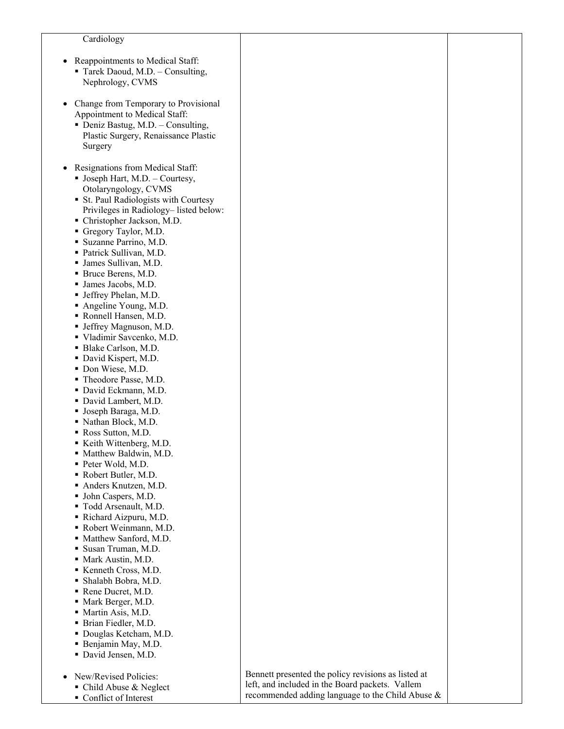| | | |
|---|---|---|
| Cardiology<br><br>• Reappointments to Medical Staff:<br>  ▪ Tarek Daoud, M.D. – Consulting, Nephrology, CVMS<br><br>• Change from Temporary to Provisional Appointment to Medical Staff:<br>  ▪ Deniz Bastug, M.D. – Consulting, Plastic Surgery, Renaissance Plastic Surgery<br><br>• Resignations from Medical Staff:<br>  ▪ Joseph Hart, M.D. – Courtesy, Otolaryngology, CVMS<br>  ▪ St. Paul Radiologists with Courtesy Privileges in Radiology– listed below:<br>  ▪ Christopher Jackson, M.D.<br>  ▪ Gregory Taylor, M.D.<br>  ▪ Suzanne Parrino, M.D.<br>  ▪ Patrick Sullivan, M.D.<br>  ▪ James Sullivan, M.D.<br>  ▪ Bruce Berens, M.D.<br>  ▪ James Jacobs, M.D.<br>  ▪ Jeffrey Phelan, M.D.<br>  ▪ Angeline Young, M.D.<br>  ▪ Ronnell Hansen, M.D.<br>  ▪ Jeffrey Magnuson, M.D.<br>  ▪ Vladimir Savcenko, M.D.<br>  ▪ Blake Carlson, M.D.<br>  ▪ David Kispert, M.D.<br>  ▪ Don Wiese, M.D.<br>  ▪ Theodore Passe, M.D.<br>  ▪ David Eckmann, M.D.<br>  ▪ David Lambert, M.D.<br>  ▪ Joseph Baraga, M.D.<br>  ▪ Nathan Block, M.D.<br>  ▪ Ross Sutton, M.D.<br>  ▪ Keith Wittenberg, M.D.<br>  ▪ Matthew Baldwin, M.D.<br>  ▪ Peter Wold, M.D.<br>  ▪ Robert Butler, M.D.<br>  ▪ Anders Knutzen, M.D.<br>  ▪ John Caspers, M.D.<br>  ▪ Todd Arsenault, M.D.<br>  ▪ Richard Aizpuru, M.D.<br>  ▪ Robert Weinmann, M.D.<br>  ▪ Matthew Sanford, M.D.<br>  ▪ Susan Truman, M.D.<br>  ▪ Mark Austin, M.D.<br>  ▪ Kenneth Cross, M.D.<br>  ▪ Shalabh Bobra, M.D.<br>  ▪ Rene Ducret, M.D.<br>  ▪ Mark Berger, M.D.<br>  ▪ Martin Asis, M.D.<br>  ▪ Brian Fiedler, M.D.<br>  ▪ Douglas Ketcham, M.D.<br>  ▪ Benjamin May, M.D.<br>  ▪ David Jensen, M.D.<br><br>• New/Revised Policies:<br>  ▪ Child Abuse & Neglect<br>  ▪ Conflict of Interest | Bennett presented the policy revisions as listed at left, and included in the Board packets. Vallem recommended adding language to the Child Abuse & | |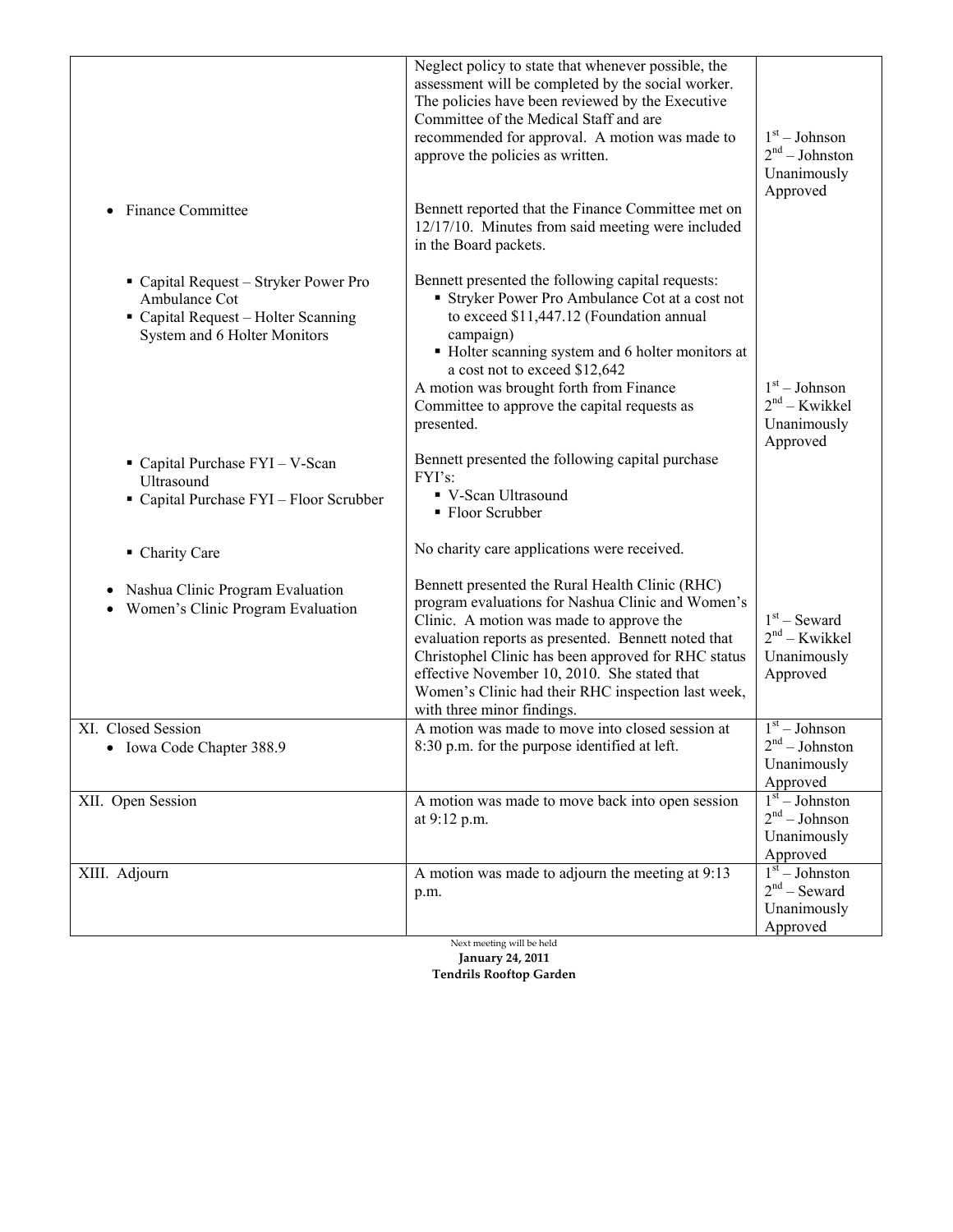| | | |
|---|---|---|
| | Neglect policy to state that whenever possible, the assessment will be completed by the social worker. The policies have been reviewed by the Executive Committee of the Medical Staff and are recommended for approval. A motion was made to approve the policies as written. | 1st – Johnson<br>2nd – Johnston<br>Unanimously Approved |
| • Finance Committee | Bennett reported that the Finance Committee met on 12/17/10. Minutes from said meeting were included in the Board packets. | |
| ▪ Capital Request – Stryker Power Pro Ambulance Cot<br>▪ Capital Request – Holter Scanning System and 6 Holter Monitors | Bennett presented the following capital requests:<br>▪ Stryker Power Pro Ambulance Cot at a cost not to exceed $11,447.12 (Foundation annual campaign)<br>▪ Holter scanning system and 6 holter monitors at a cost not to exceed $12,642<br>A motion was brought forth from Finance Committee to approve the capital requests as presented. | 1st – Johnson<br>2nd – Kwikkel<br>Unanimously Approved |
| ▪ Capital Purchase FYI – V-Scan Ultrasound<br>▪ Capital Purchase FYI – Floor Scrubber | Bennett presented the following capital purchase FYI's:<br>▪ V-Scan Ultrasound<br>▪ Floor Scrubber | |
| ▪ Charity Care | No charity care applications were received. | |
| • Nashua Clinic Program Evaluation<br>• Women's Clinic Program Evaluation | Bennett presented the Rural Health Clinic (RHC) program evaluations for Nashua Clinic and Women's Clinic. A motion was made to approve the evaluation reports as presented. Bennett noted that Christophel Clinic has been approved for RHC status effective November 10, 2010. She stated that Women's Clinic had their RHC inspection last week, with three minor findings. | 1st – Seward<br>2nd – Kwikkel<br>Unanimously Approved |
| XI. Closed Session<br>• Iowa Code Chapter 388.9 | A motion was made to move into closed session at 8:30 p.m. for the purpose identified at left. | 1st – Johnson<br>2nd – Johnston<br>Unanimously Approved |
| XII. Open Session | A motion was made to move back into open session at 9:12 p.m. | 1st – Johnston<br>2nd – Johnson<br>Unanimously Approved |
| XIII. Adjourn | A motion was made to adjourn the meeting at 9:13 p.m. | 1st – Johnston<br>2nd – Seward<br>Unanimously Approved |

Next meeting will be held

**January 24, 2011**

**Tendrils Rooftop Garden**